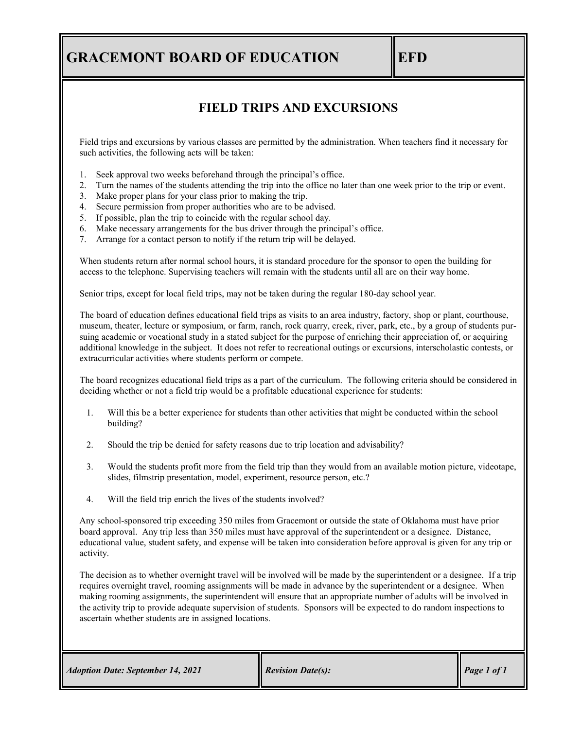# GRACEMONT BOARD OF EDUCATION — EFD

## FIELD TRIPS AND EXCURSIONS

Field trips and excursions by various classes are permitted by the administration. When teachers find it necessary for such activities, the following acts will be taken:

1. Seek approval two weeks beforehand through the principal's office.
2. Turn the names of the students attending the trip into the office no later than one week prior to the trip or event.
3. Make proper plans for your class prior to making the trip.
4. Secure permission from proper authorities who are to be advised.
5. If possible, plan the trip to coincide with the regular school day.
6. Make necessary arrangements for the bus driver through the principal's office.
7. Arrange for a contact person to notify if the return trip will be delayed.

When students return after normal school hours, it is standard procedure for the sponsor to open the building for access to the telephone. Supervising teachers will remain with the students until all are on their way home.

Senior trips, except for local field trips, may not be taken during the regular 180-day school year.

The board of education defines educational field trips as visits to an area industry, factory, shop or plant, courthouse, museum, theater, lecture or symposium, or farm, ranch, rock quarry, creek, river, park, etc., by a group of students pursuing academic or vocational study in a stated subject for the purpose of enriching their appreciation of, or acquiring additional knowledge in the subject. It does not refer to recreational outings or excursions, interscholastic contests, or extracurricular activities where students perform or compete.

The board recognizes educational field trips as a part of the curriculum. The following criteria should be considered in deciding whether or not a field trip would be a profitable educational experience for students:

1. Will this be a better experience for students than other activities that might be conducted within the school building?
2. Should the trip be denied for safety reasons due to trip location and advisability?
3. Would the students profit more from the field trip than they would from an available motion picture, videotape, slides, filmstrip presentation, model, experiment, resource person, etc.?
4. Will the field trip enrich the lives of the students involved?

Any school-sponsored trip exceeding 350 miles from Gracemont or outside the state of Oklahoma must have prior board approval. Any trip less than 350 miles must have approval of the superintendent or a designee. Distance, educational value, student safety, and expense will be taken into consideration before approval is given for any trip or activity.

The decision as to whether overnight travel will be involved will be made by the superintendent or a designee. If a trip requires overnight travel, rooming assignments will be made in advance by the superintendent or a designee. When making rooming assignments, the superintendent will ensure that an appropriate number of adults will be involved in the activity trip to provide adequate supervision of students. Sponsors will be expected to do random inspections to ascertain whether students are in assigned locations.

*Adoption Date: September 14, 2021* | *Revision Date(s):*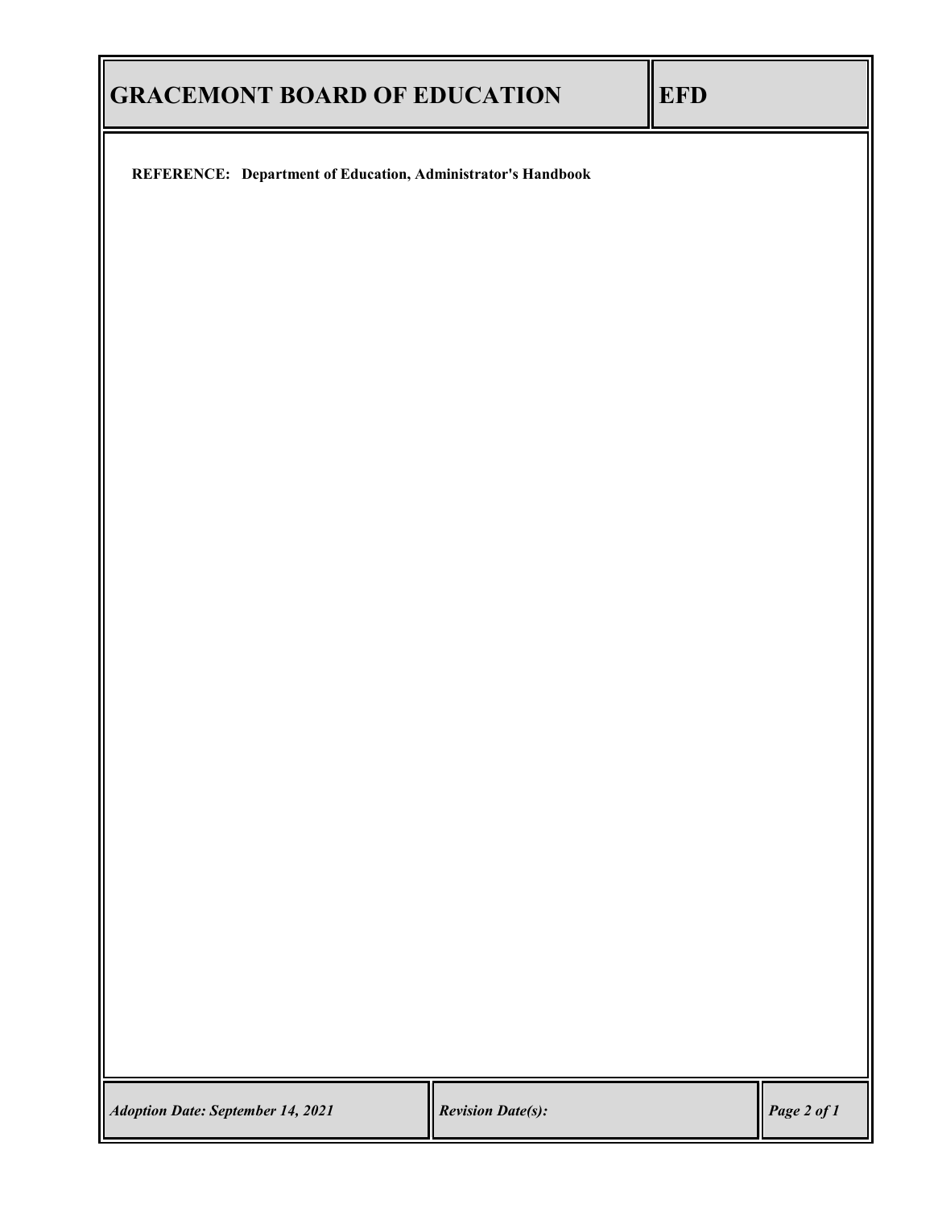**REFERENCE: Department of Education, Administrator's Handbook**

*Adoption Date: September 14, 2021*

*Revision Date(s):*